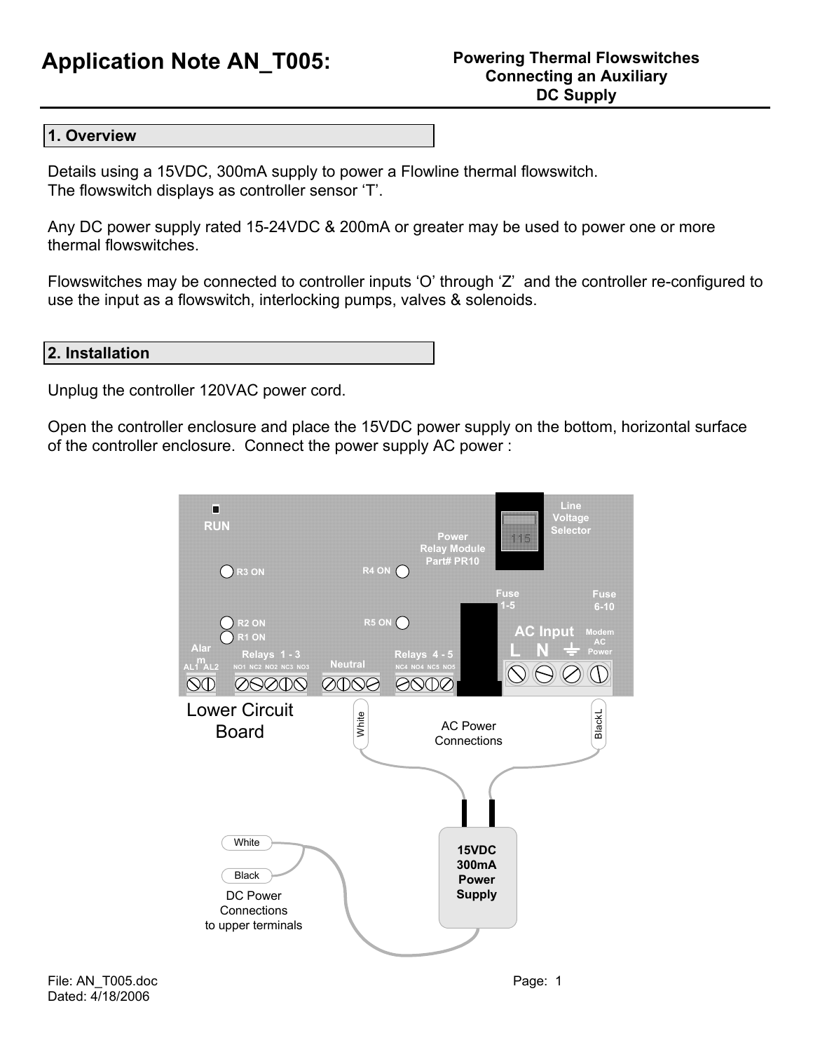# Application Note AN_T005:

**Powering Thermal Flowswitches Connecting an Auxiliary DC Supply**

## 1. Overview

Details using a 15VDC, 300mA supply to power a Flowline thermal flowswitch.
The flowswitch displays as controller sensor 'T'.

Any DC power supply rated 15-24VDC & 200mA or greater may be used to power one or more thermal flowswitches.

Flowswitches may be connected to controller inputs 'O' through 'Z' and the controller re-configured to use the input as a flowswitch, interlocking pumps, valves & solenoids.

## 2. Installation

Unplug the controller 120VAC power cord.

Open the controller enclosure and place the 15VDC power supply on the bottom, horizontal surface of the controller enclosure. Connect the power supply AC power :

Lower Circuit Board

AC Power Connections

DC Power Connections to upper terminals

15VDC 300mA Power Supply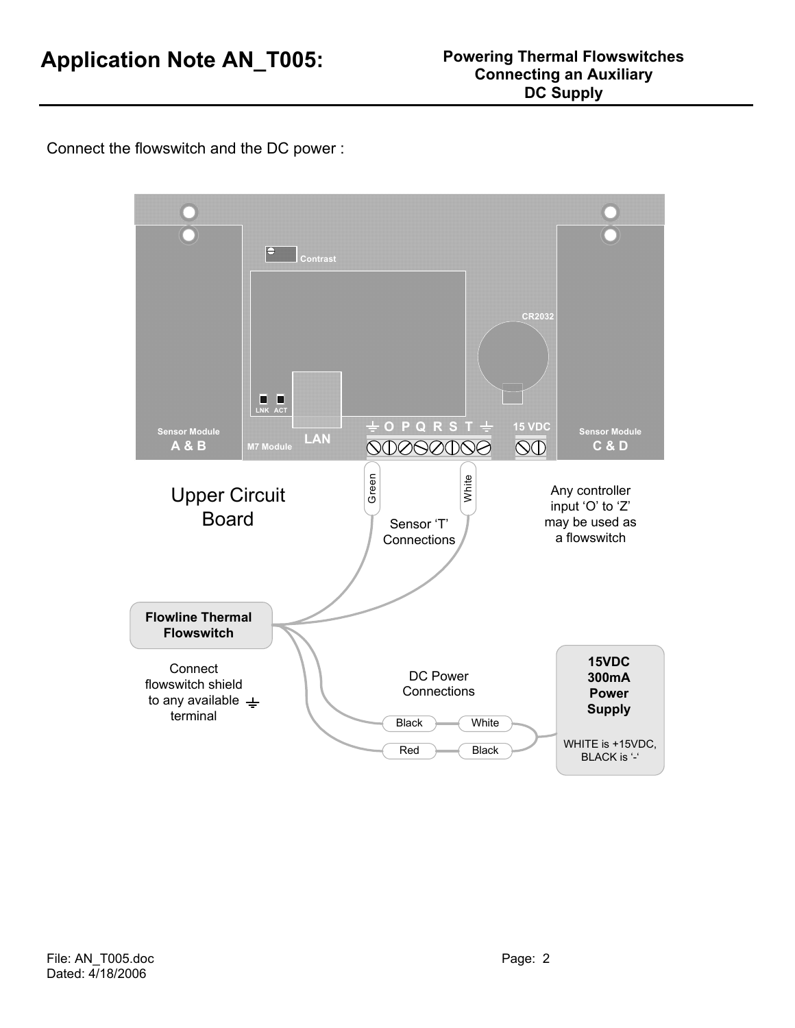Connect the flowswitch and the DC power :

Contrast

CR2032

LNK ACT

LAN

Sensor Module
A & B

M7 Module

⏚ O P Q R S T ⏚

15 VDC

Sensor Module
C & D

Upper Circuit Board

Green

White

Sensor 'T' Connections

Any controller input 'O' to 'Z' may be used as a flowswitch

**Flowline Thermal Flowswitch**

Connect flowswitch shield to any available ⏚ terminal

DC Power Connections

Black — White

Red — Black

**15VDC 300mA Power Supply**

WHITE is +15VDC, BLACK is '-'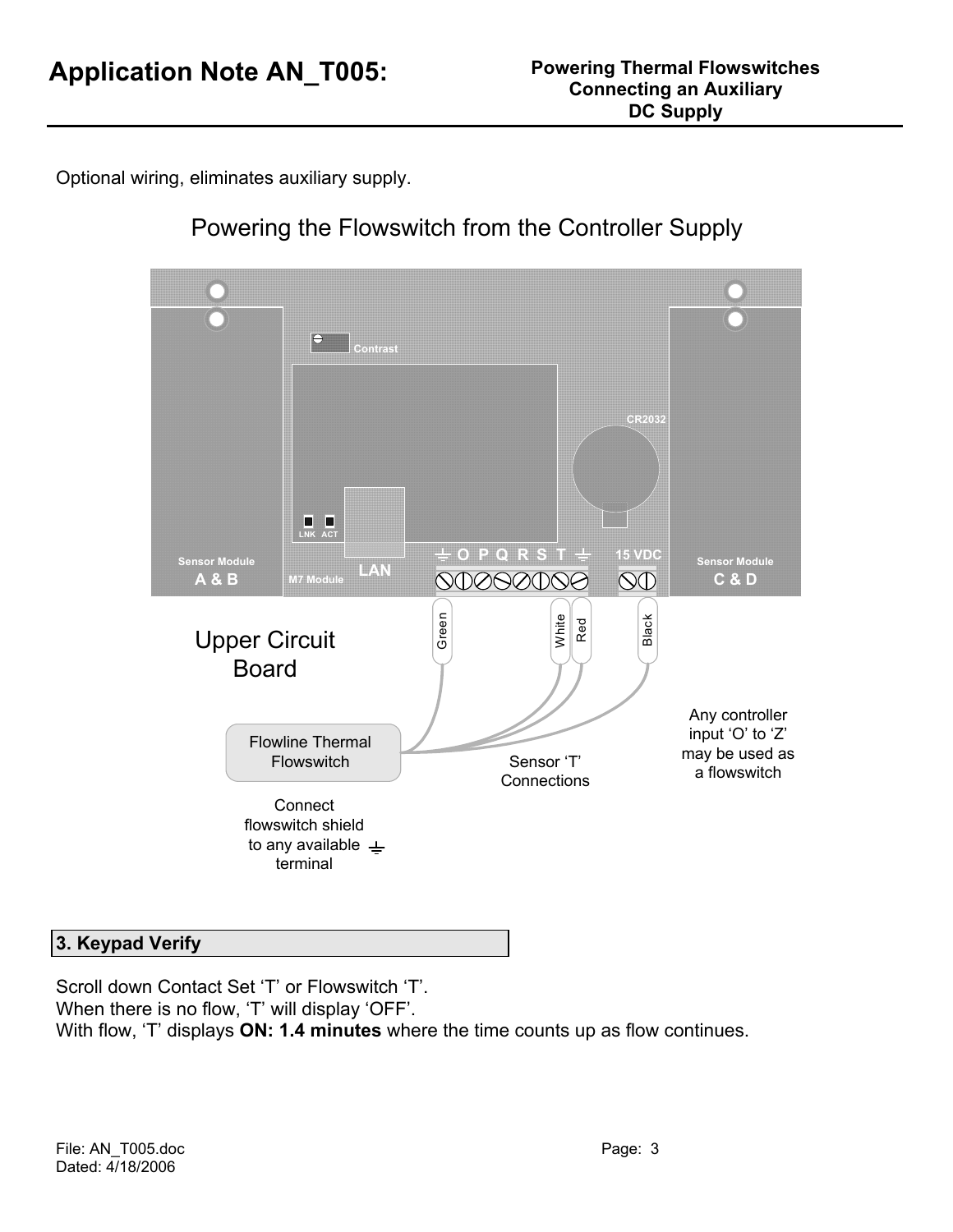Optional wiring, eliminates auxiliary supply.

Powering the Flowswitch from the Controller Supply

Contrast

CR2032

LNK ACT

Sensor Module
A & B

M7 Module

LAN

⏚ O P Q R S T ⏚

15 VDC

Sensor Module
C & D

Upper Circuit
Board

Green

White

Red

Black

Flowline Thermal
Flowswitch

Sensor 'T'
Connections

Any controller
input 'O' to 'Z'
may be used as
a flowswitch

Connect
flowswitch shield
to any available ⏚
terminal

## 3. Keypad Verify

Scroll down Contact Set 'T' or Flowswitch 'T'.
When there is no flow, 'T' will display 'OFF'.
With flow, 'T' displays **ON: 1.4 minutes** where the time counts up as flow continues.

File: AN_T005.doc
Dated: 4/18/2006